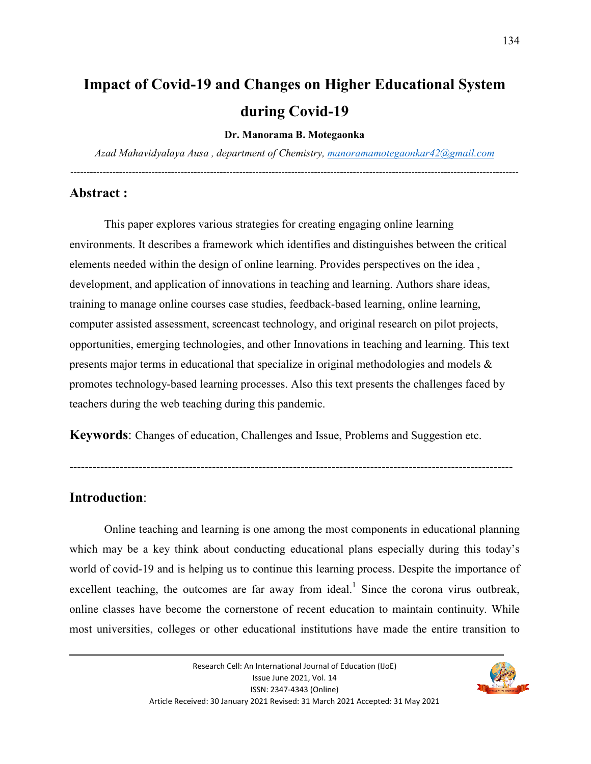# Impact of Covid-19 and Changes on Higher Educational System during Covid-19

**Dr. Manorama B. Motegaonka**

*Azad Mahavidyalaya Ausa , department of Chemistry, manoramamotegaonkar42@gmail.com*

---

## Abstract :

This paper explores various strategies for creating engaging online learning environments. It describes a framework which identifies and distinguishes between the critical elements needed within the design of online learning. Provides perspectives on the idea , development, and application of innovations in teaching and learning. Authors share ideas, training to manage online courses case studies, feedback-based learning, online learning, computer assisted assessment, screencast technology, and original research on pilot projects, opportunities, emerging technologies, and other Innovations in teaching and learning. This text presents major terms in educational that specialize in original methodologies and models & promotes technology-based learning processes. Also this text presents the challenges faced by teachers during the web teaching during this pandemic.

**Keywords**: Changes of education, Challenges and Issue, Problems and Suggestion etc.

---

## Introduction:

Online teaching and learning is one among the most components in educational planning which may be a key think about conducting educational plans especially during this today's world of covid-19 and is helping us to continue this learning process. Despite the importance of excellent teaching, the outcomes are far away from ideal.[1] Since the corona virus outbreak, online classes have become the cornerstone of recent education to maintain continuity. While most universities, colleges or other educational institutions have made the entire transition to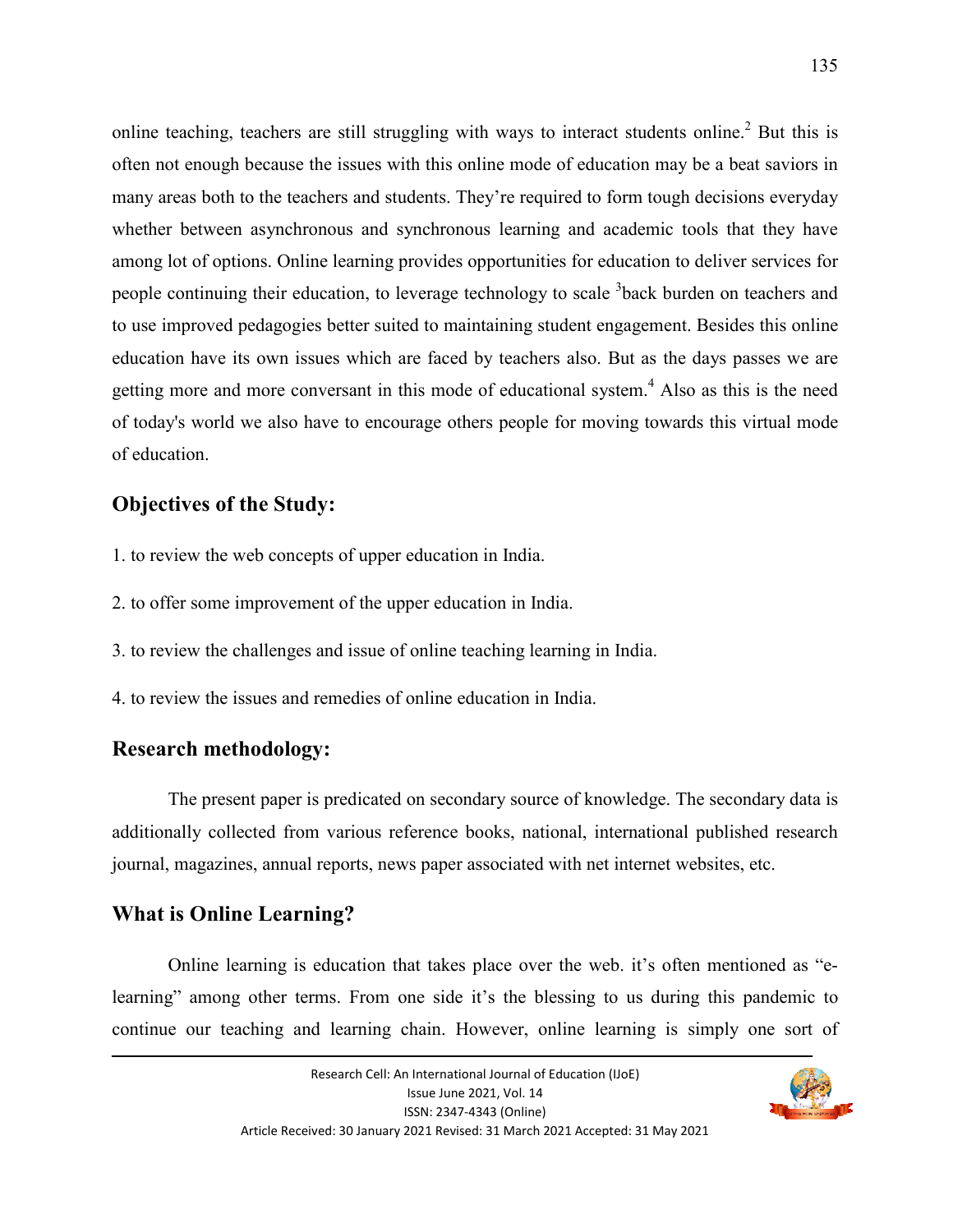online teaching, teachers are still struggling with ways to interact students online.[2] But this is often not enough because the issues with this online mode of education may be a beat saviors in many areas both to the teachers and students. They're required to form tough decisions everyday whether between asynchronous and synchronous learning and academic tools that they have among lot of options. Online learning provides opportunities for education to deliver services for people continuing their education, to leverage technology to scale [3]back burden on teachers and to use improved pedagogies better suited to maintaining student engagement. Besides this online education have its own issues which are faced by teachers also. But as the days passes we are getting more and more conversant in this mode of educational system.[4] Also as this is the need of today's world we also have to encourage others people for moving towards this virtual mode of education.

## Objectives of the Study:

1. to review the web concepts of upper education in India.
2. to offer some improvement of the upper education in India.
3. to review the challenges and issue of online teaching learning in India.
4. to review the issues and remedies of online education in India.

## Research methodology:

The present paper is predicated on secondary source of knowledge. The secondary data is additionally collected from various reference books, national, international published research journal, magazines, annual reports, news paper associated with net internet websites, etc.

## What is Online Learning?

Online learning is education that takes place over the web. it's often mentioned as "e-learning" among other terms. From one side it's the blessing to us during this pandemic to continue our teaching and learning chain. However, online learning is simply one sort of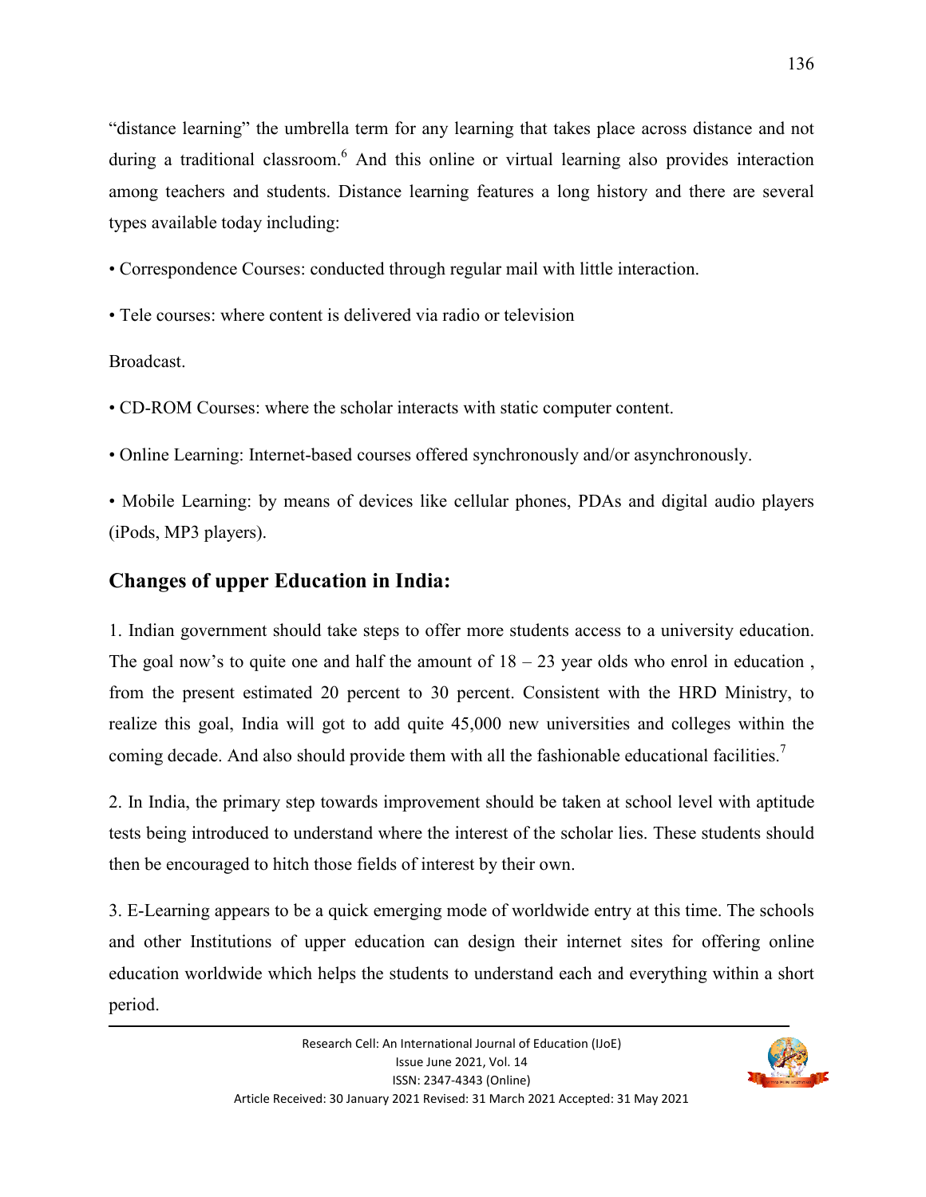"distance learning" the umbrella term for any learning that takes place across distance and not during a traditional classroom.[6] And this online or virtual learning also provides interaction among teachers and students. Distance learning features a long history and there are several types available today including:

• Correspondence Courses: conducted through regular mail with little interaction.

• Tele courses: where content is delivered via radio or television

Broadcast.

• CD-ROM Courses: where the scholar interacts with static computer content.

• Online Learning: Internet-based courses offered synchronously and/or asynchronously.

• Mobile Learning: by means of devices like cellular phones, PDAs and digital audio players (iPods, MP3 players).

## Changes of upper Education in India:

1. Indian government should take steps to offer more students access to a university education. The goal now's to quite one and half the amount of 18 – 23 year olds who enrol in education , from the present estimated 20 percent to 30 percent. Consistent with the HRD Ministry, to realize this goal, India will got to add quite 45,000 new universities and colleges within the coming decade. And also should provide them with all the fashionable educational facilities.[7]

2. In India, the primary step towards improvement should be taken at school level with aptitude tests being introduced to understand where the interest of the scholar lies. These students should then be encouraged to hitch those fields of interest by their own.

3. E-Learning appears to be a quick emerging mode of worldwide entry at this time. The schools and other Institutions of upper education can design their internet sites for offering online education worldwide which helps the students to understand each and everything within a short period.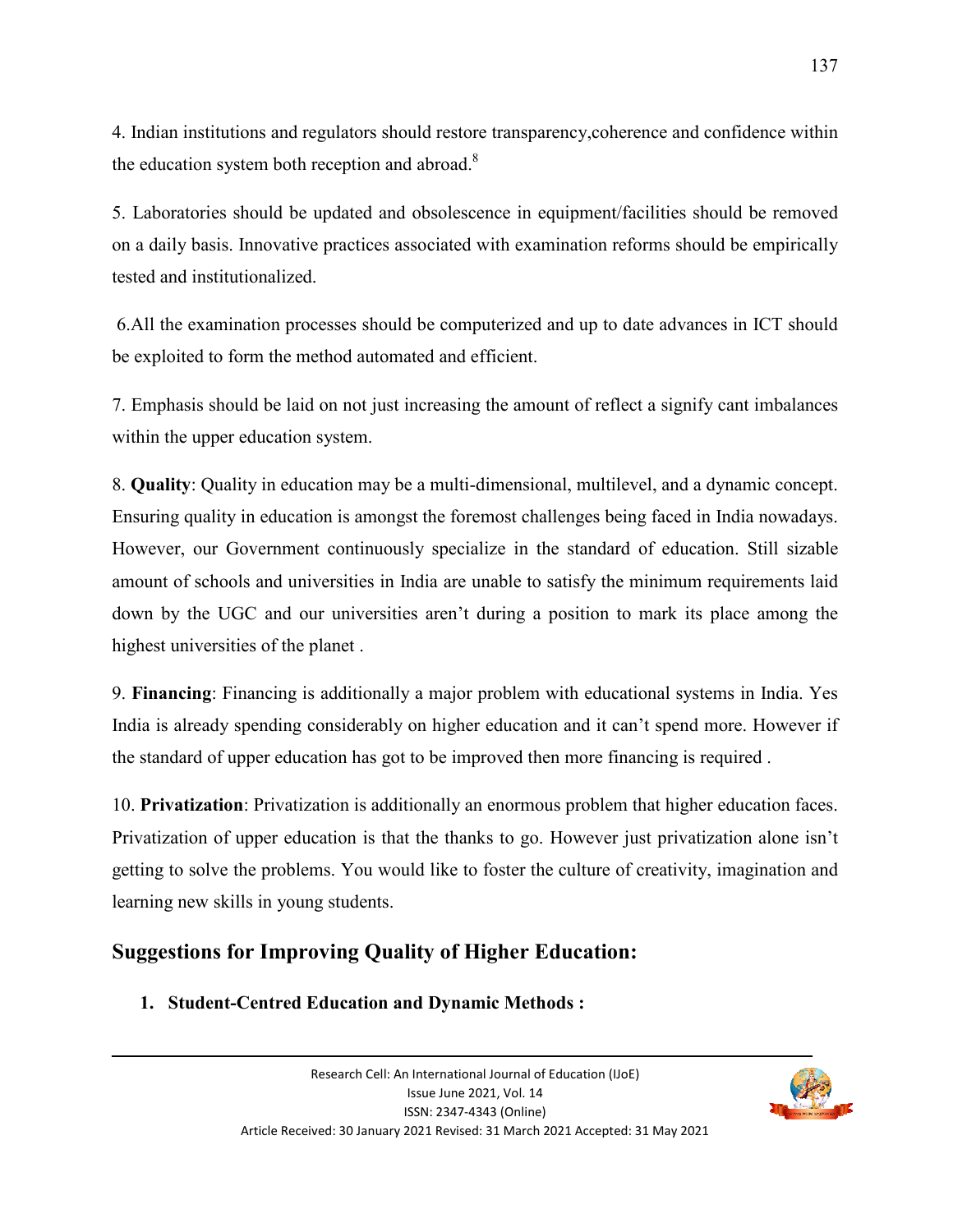4. Indian institutions and regulators should restore transparency,coherence and confidence within the education system both reception and abroad.[8]

5. Laboratories should be updated and obsolescence in equipment/facilities should be removed on a daily basis. Innovative practices associated with examination reforms should be empirically tested and institutionalized.

6.All the examination processes should be computerized and up to date advances in ICT should be exploited to form the method automated and efficient.

7. Emphasis should be laid on not just increasing the amount of reflect a signify cant imbalances within the upper education system.

8. **Quality**: Quality in education may be a multi-dimensional, multilevel, and a dynamic concept. Ensuring quality in education is amongst the foremost challenges being faced in India nowadays. However, our Government continuously specialize in the standard of education. Still sizable amount of schools and universities in India are unable to satisfy the minimum requirements laid down by the UGC and our universities aren't during a position to mark its place among the highest universities of the planet .

9. **Financing**: Financing is additionally a major problem with educational systems in India. Yes India is already spending considerably on higher education and it can't spend more. However if the standard of upper education has got to be improved then more financing is required .

10. **Privatization**: Privatization is additionally an enormous problem that higher education faces. Privatization of upper education is that the thanks to go. However just privatization alone isn't getting to solve the problems. You would like to foster the culture of creativity, imagination and learning new skills in young students.

## Suggestions for Improving Quality of Higher Education:

1. **Student-Centred Education and Dynamic Methods :**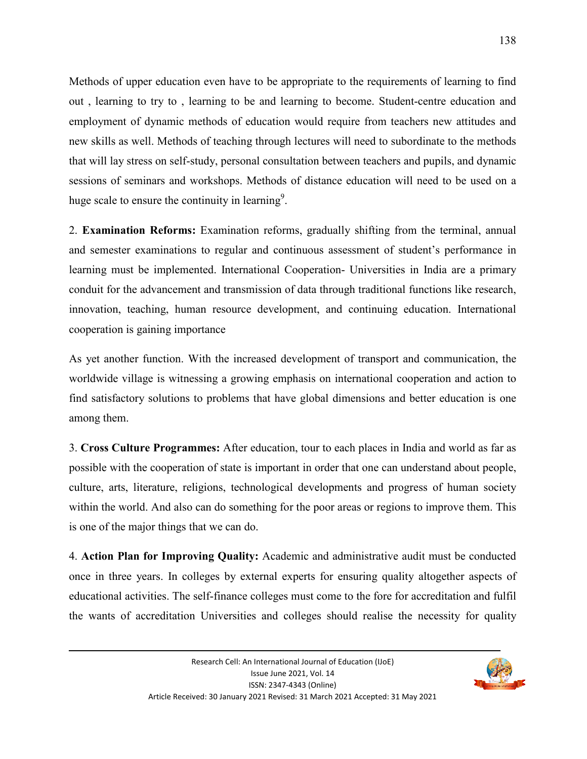Methods of upper education even have to be appropriate to the requirements of learning to find out , learning to try to , learning to be and learning to become. Student-centre education and employment of dynamic methods of education would require from teachers new attitudes and new skills as well. Methods of teaching through lectures will need to subordinate to the methods that will lay stress on self-study, personal consultation between teachers and pupils, and dynamic sessions of seminars and workshops. Methods of distance education will need to be used on a huge scale to ensure the continuity in learning[9].

2. **Examination Reforms:** Examination reforms, gradually shifting from the terminal, annual and semester examinations to regular and continuous assessment of student's performance in learning must be implemented. International Cooperation- Universities in India are a primary conduit for the advancement and transmission of data through traditional functions like research, innovation, teaching, human resource development, and continuing education. International cooperation is gaining importance

As yet another function. With the increased development of transport and communication, the worldwide village is witnessing a growing emphasis on international cooperation and action to find satisfactory solutions to problems that have global dimensions and better education is one among them.

3. **Cross Culture Programmes:** After education, tour to each places in India and world as far as possible with the cooperation of state is important in order that one can understand about people, culture, arts, literature, religions, technological developments and progress of human society within the world. And also can do something for the poor areas or regions to improve them. This is one of the major things that we can do.

4. **Action Plan for Improving Quality:** Academic and administrative audit must be conducted once in three years. In colleges by external experts for ensuring quality altogether aspects of educational activities. The self-finance colleges must come to the fore for accreditation and fulfil the wants of accreditation Universities and colleges should realise the necessity for quality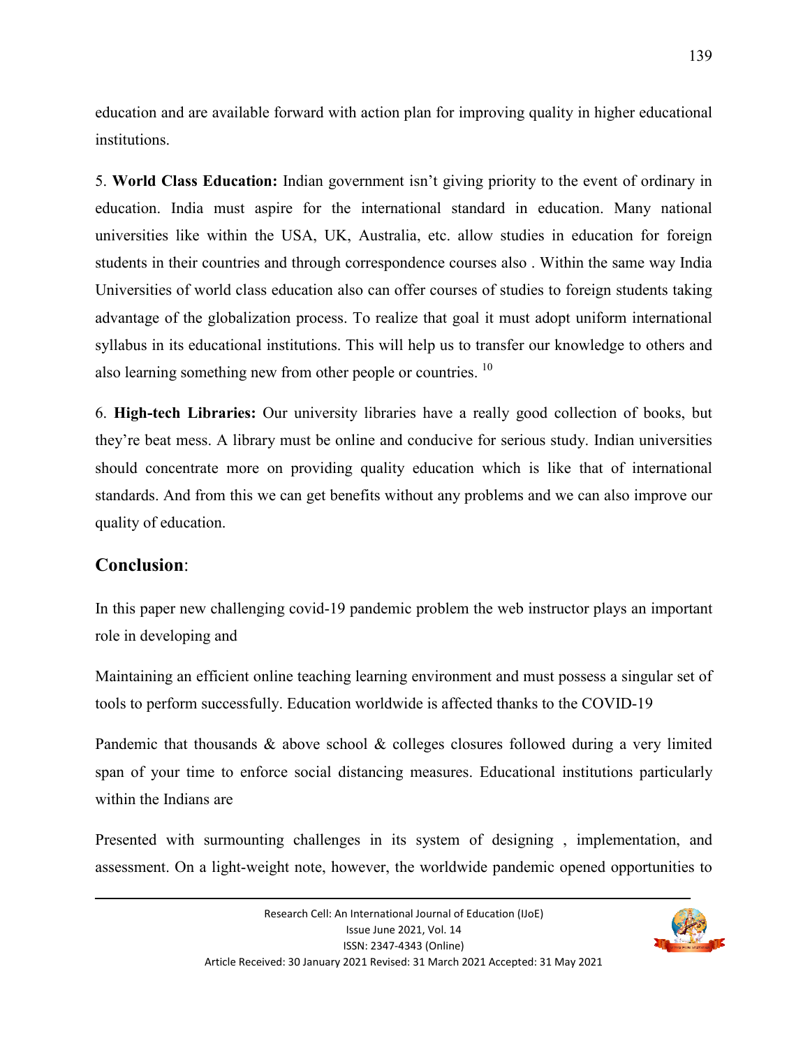education and are available forward with action plan for improving quality in higher educational institutions.

5. **World Class Education:** Indian government isn't giving priority to the event of ordinary in education. India must aspire for the international standard in education. Many national universities like within the USA, UK, Australia, etc. allow studies in education for foreign students in their countries and through correspondence courses also . Within the same way India Universities of world class education also can offer courses of studies to foreign students taking advantage of the globalization process. To realize that goal it must adopt uniform international syllabus in its educational institutions. This will help us to transfer our knowledge to others and also learning something new from other people or countries. [10]

6. **High-tech Libraries:** Our university libraries have a really good collection of books, but they're beat mess. A library must be online and conducive for serious study. Indian universities should concentrate more on providing quality education which is like that of international standards. And from this we can get benefits without any problems and we can also improve our quality of education.

## Conclusion:

In this paper new challenging covid-19 pandemic problem the web instructor plays an important role in developing and

Maintaining an efficient online teaching learning environment and must possess a singular set of tools to perform successfully. Education worldwide is affected thanks to the COVID-19

Pandemic that thousands & above school & colleges closures followed during a very limited span of your time to enforce social distancing measures. Educational institutions particularly within the Indians are

Presented with surmounting challenges in its system of designing , implementation, and assessment. On a light-weight note, however, the worldwide pandemic opened opportunities to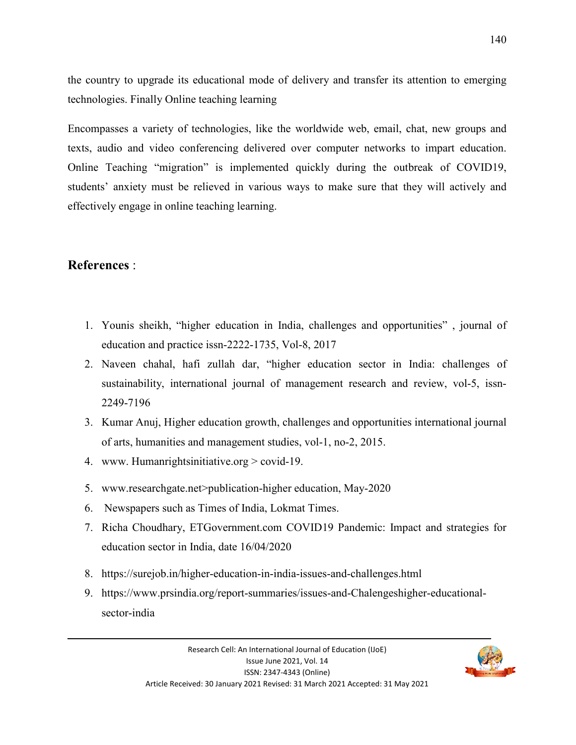the country to upgrade its educational mode of delivery and transfer its attention to emerging technologies. Finally Online teaching learning

Encompasses a variety of technologies, like the worldwide web, email, chat, new groups and texts, audio and video conferencing delivered over computer networks to impart education. Online Teaching "migration" is implemented quickly during the outbreak of COVID19, students' anxiety must be relieved in various ways to make sure that they will actively and effectively engage in online teaching learning.

## References :

1. Younis sheikh, "higher education in India, challenges and opportunities" , journal of education and practice issn-2222-1735, Vol-8, 2017
2. Naveen chahal, hafi zullah dar, "higher education sector in India: challenges of sustainability, international journal of management research and review, vol-5, issn-2249-7196
3. Kumar Anuj, Higher education growth, challenges and opportunities international journal of arts, humanities and management studies, vol-1, no-2, 2015.
4. www. Humanrightsinitiative.org > covid-19.
5. www.researchgate.net>publication-higher education, May-2020
6. Newspapers such as Times of India, Lokmat Times.
7. Richa Choudhary, ETGovernment.com COVID19 Pandemic: Impact and strategies for education sector in India, date 16/04/2020
8. https://surejob.in/higher-education-in-india-issues-and-challenges.html
9. https://www.prsindia.org/report-summaries/issues-and-Chalengeshigher-educational-sector-india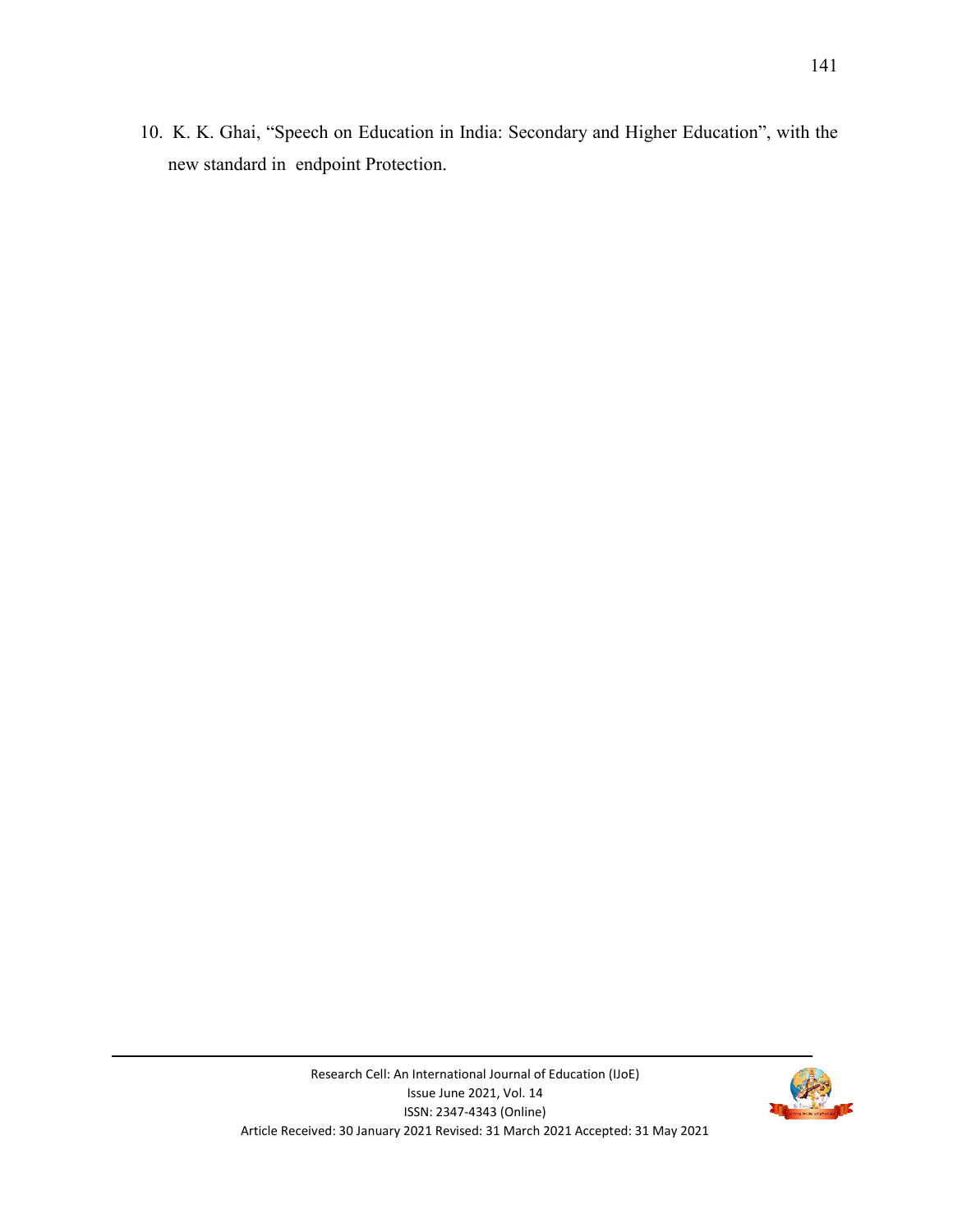10. K. K. Ghai, "Speech on Education in India: Secondary and Higher Education", with the new standard in endpoint Protection.